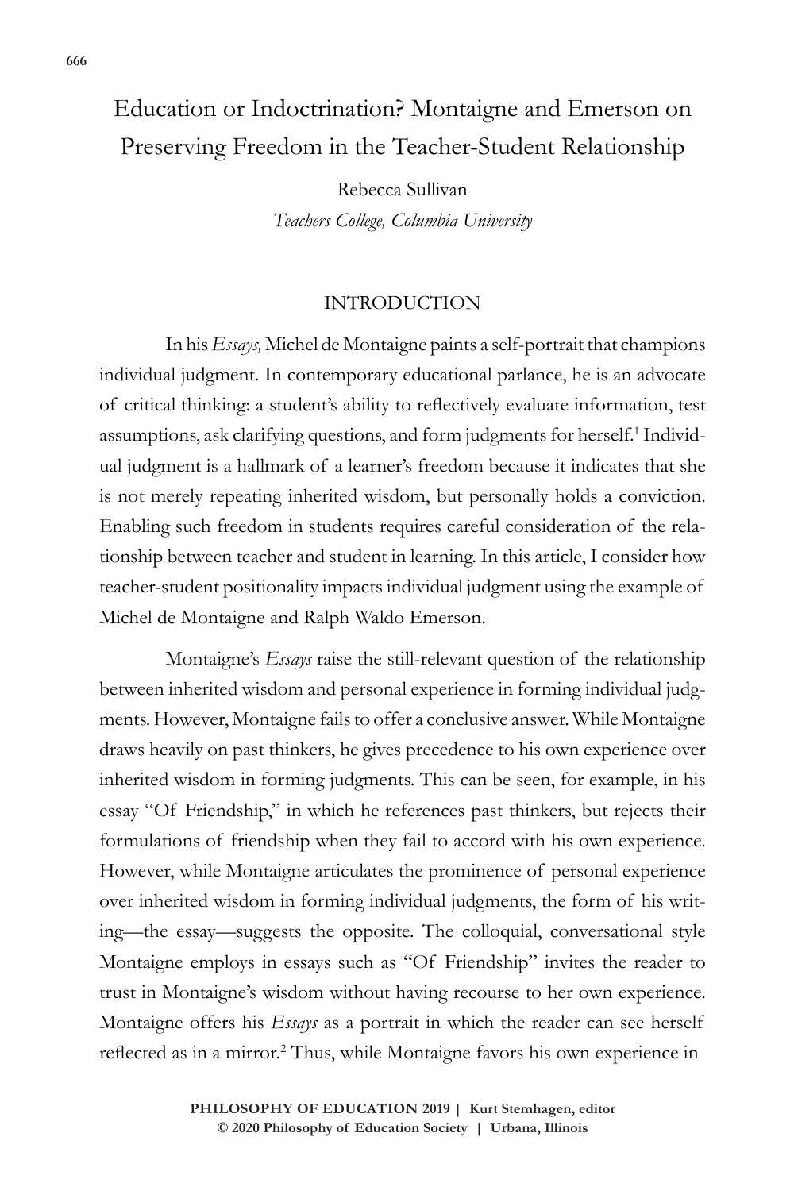# Education or Indoctrination? Montaigne and Emerson on Preserving Freedom in the Teacher-Student Relationship

Rebecca Sullivan
*Teachers College, Columbia University*

## INTRODUCTION

In his *Essays,* Michel de Montaigne paints a self-portrait that champions individual judgment. In contemporary educational parlance, he is an advocate of critical thinking: a student's ability to reflectively evaluate information, test assumptions, ask clarifying questions, and form judgments for herself.[1] Individual judgment is a hallmark of a learner's freedom because it indicates that she is not merely repeating inherited wisdom, but personally holds a conviction. Enabling such freedom in students requires careful consideration of the relationship between teacher and student in learning. In this article, I consider how teacher-student positionality impacts individual judgment using the example of Michel de Montaigne and Ralph Waldo Emerson.

Montaigne's *Essays* raise the still-relevant question of the relationship between inherited wisdom and personal experience in forming individual judgments. However, Montaigne fails to offer a conclusive answer. While Montaigne draws heavily on past thinkers, he gives precedence to his own experience over inherited wisdom in forming judgments. This can be seen, for example, in his essay "Of Friendship," in which he references past thinkers, but rejects their formulations of friendship when they fail to accord with his own experience. However, while Montaigne articulates the prominence of personal experience over inherited wisdom in forming individual judgments, the form of his writing—the essay—suggests the opposite. The colloquial, conversational style Montaigne employs in essays such as "Of Friendship" invites the reader to trust in Montaigne's wisdom without having recourse to her own experience. Montaigne offers his *Essays* as a portrait in which the reader can see herself reflected as in a mirror.[2] Thus, while Montaigne favors his own experience in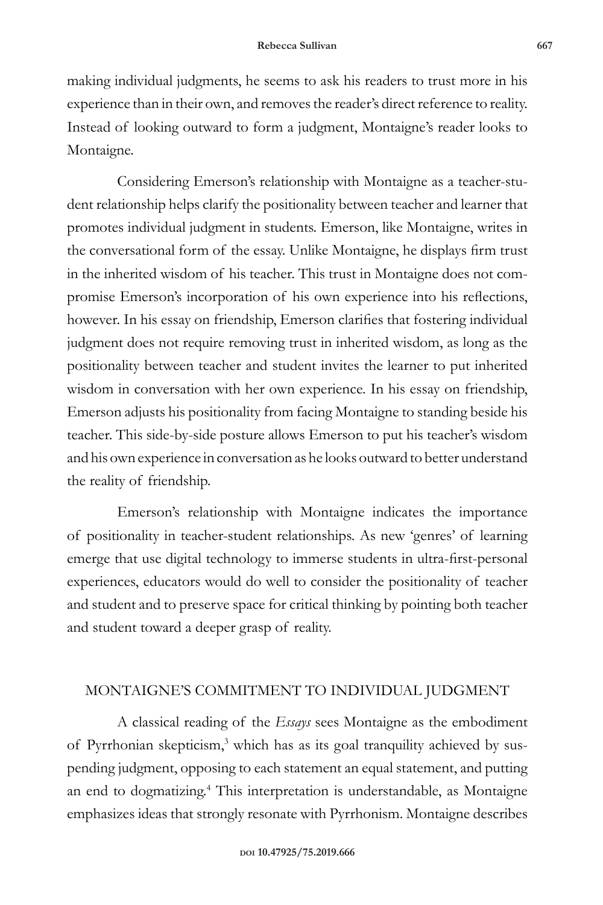making individual judgments, he seems to ask his readers to trust more in his experience than in their own, and removes the reader's direct reference to reality. Instead of looking outward to form a judgment, Montaigne's reader looks to Montaigne.

Considering Emerson's relationship with Montaigne as a teacher-student relationship helps clarify the positionality between teacher and learner that promotes individual judgment in students. Emerson, like Montaigne, writes in the conversational form of the essay. Unlike Montaigne, he displays firm trust in the inherited wisdom of his teacher. This trust in Montaigne does not compromise Emerson's incorporation of his own experience into his reflections, however. In his essay on friendship, Emerson clarifies that fostering individual judgment does not require removing trust in inherited wisdom, as long as the positionality between teacher and student invites the learner to put inherited wisdom in conversation with her own experience. In his essay on friendship, Emerson adjusts his positionality from facing Montaigne to standing beside his teacher. This side-by-side posture allows Emerson to put his teacher's wisdom and his own experience in conversation as he looks outward to better understand the reality of friendship.

Emerson's relationship with Montaigne indicates the importance of positionality in teacher-student relationships. As new 'genres' of learning emerge that use digital technology to immerse students in ultra-first-personal experiences, educators would do well to consider the positionality of teacher and student and to preserve space for critical thinking by pointing both teacher and student toward a deeper grasp of reality.

## MONTAIGNE'S COMMITMENT TO INDIVIDUAL JUDGMENT

A classical reading of the *Essays* sees Montaigne as the embodiment of Pyrrhonian skepticism,[3] which has as its goal tranquility achieved by suspending judgment, opposing to each statement an equal statement, and putting an end to dogmatizing.[4] This interpretation is understandable, as Montaigne emphasizes ideas that strongly resonate with Pyrrhonism. Montaigne describes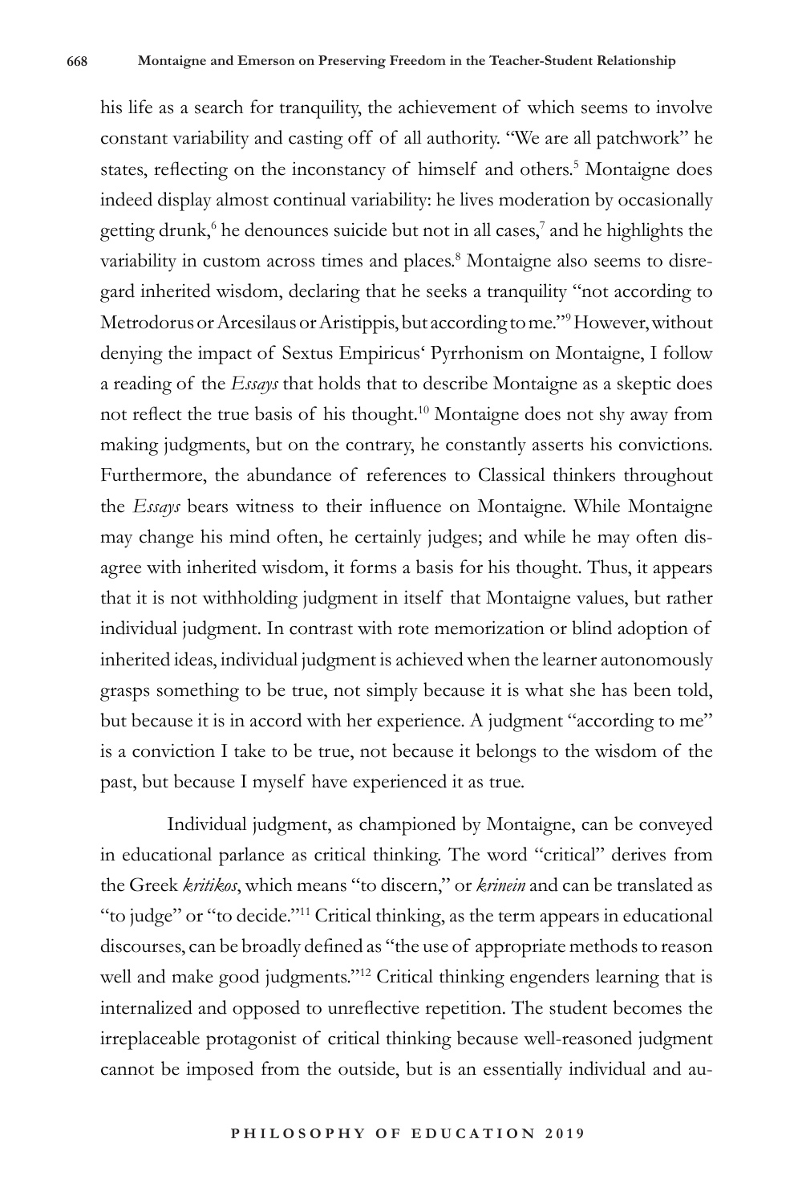his life as a search for tranquility, the achievement of which seems to involve constant variability and casting off of all authority. "We are all patchwork" he states, reflecting on the inconstancy of himself and others.[5] Montaigne does indeed display almost continual variability: he lives moderation by occasionally getting drunk,[6] he denounces suicide but not in all cases,[7] and he highlights the variability in custom across times and places.[8] Montaigne also seems to disregard inherited wisdom, declaring that he seeks a tranquility "not according to Metrodorus or Arcesilaus or Aristippis, but according to me."[9] However, without denying the impact of Sextus Empiricus' Pyrrhonism on Montaigne, I follow a reading of the *Essays* that holds that to describe Montaigne as a skeptic does not reflect the true basis of his thought.[10] Montaigne does not shy away from making judgments, but on the contrary, he constantly asserts his convictions. Furthermore, the abundance of references to Classical thinkers throughout the *Essays* bears witness to their influence on Montaigne. While Montaigne may change his mind often, he certainly judges; and while he may often disagree with inherited wisdom, it forms a basis for his thought. Thus, it appears that it is not withholding judgment in itself that Montaigne values, but rather individual judgment. In contrast with rote memorization or blind adoption of inherited ideas, individual judgment is achieved when the learner autonomously grasps something to be true, not simply because it is what she has been told, but because it is in accord with her experience. A judgment "according to me" is a conviction I take to be true, not because it belongs to the wisdom of the past, but because I myself have experienced it as true.

Individual judgment, as championed by Montaigne, can be conveyed in educational parlance as critical thinking. The word "critical" derives from the Greek *kritikos*, which means "to discern," or *krinein* and can be translated as "to judge" or "to decide."[11] Critical thinking, as the term appears in educational discourses, can be broadly defined as "the use of appropriate methods to reason well and make good judgments."[12] Critical thinking engenders learning that is internalized and opposed to unreflective repetition. The student becomes the irreplaceable protagonist of critical thinking because well-reasoned judgment cannot be imposed from the outside, but is an essentially individual and au-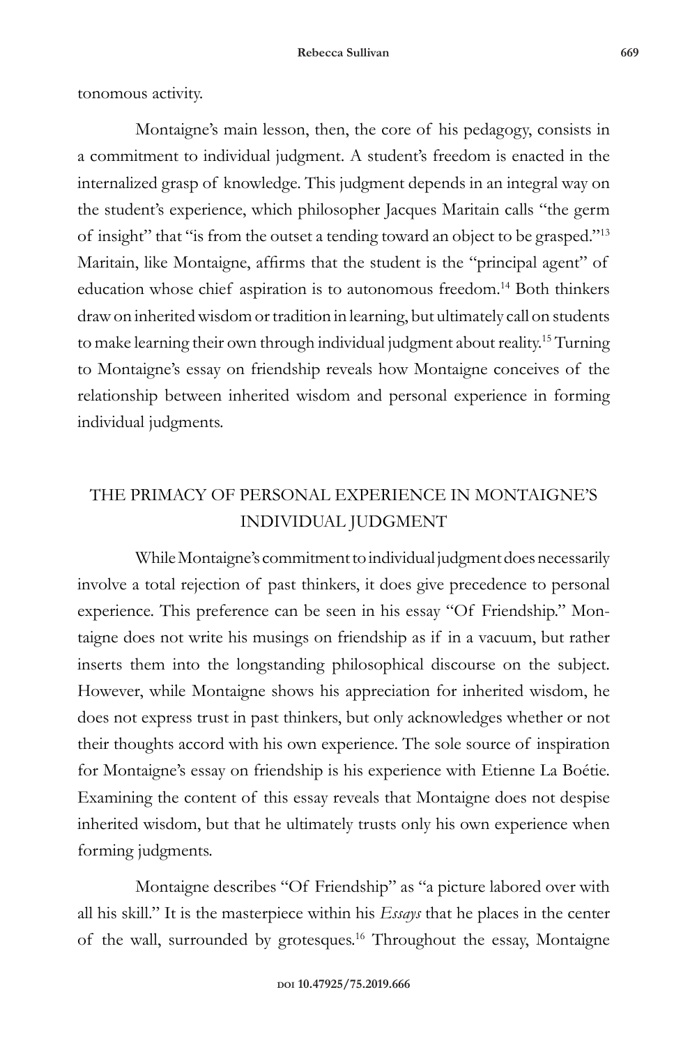tonomous activity.

Montaigne's main lesson, then, the core of his pedagogy, consists in a commitment to individual judgment. A student's freedom is enacted in the internalized grasp of knowledge. This judgment depends in an integral way on the student's experience, which philosopher Jacques Maritain calls "the germ of insight" that "is from the outset a tending toward an object to be grasped."[13] Maritain, like Montaigne, affirms that the student is the "principal agent" of education whose chief aspiration is to autonomous freedom.[14] Both thinkers draw on inherited wisdom or tradition in learning, but ultimately call on students to make learning their own through individual judgment about reality.[15] Turning to Montaigne's essay on friendship reveals how Montaigne conceives of the relationship between inherited wisdom and personal experience in forming individual judgments.

## THE PRIMACY OF PERSONAL EXPERIENCE IN MONTAIGNE'S INDIVIDUAL JUDGMENT

While Montaigne's commitment to individual judgment does necessarily involve a total rejection of past thinkers, it does give precedence to personal experience. This preference can be seen in his essay "Of Friendship." Montaigne does not write his musings on friendship as if in a vacuum, but rather inserts them into the longstanding philosophical discourse on the subject. However, while Montaigne shows his appreciation for inherited wisdom, he does not express trust in past thinkers, but only acknowledges whether or not their thoughts accord with his own experience. The sole source of inspiration for Montaigne's essay on friendship is his experience with Etienne La Boétie. Examining the content of this essay reveals that Montaigne does not despise inherited wisdom, but that he ultimately trusts only his own experience when forming judgments.

Montaigne describes "Of Friendship" as "a picture labored over with all his skill." It is the masterpiece within his *Essays* that he places in the center of the wall, surrounded by grotesques.[16] Throughout the essay, Montaigne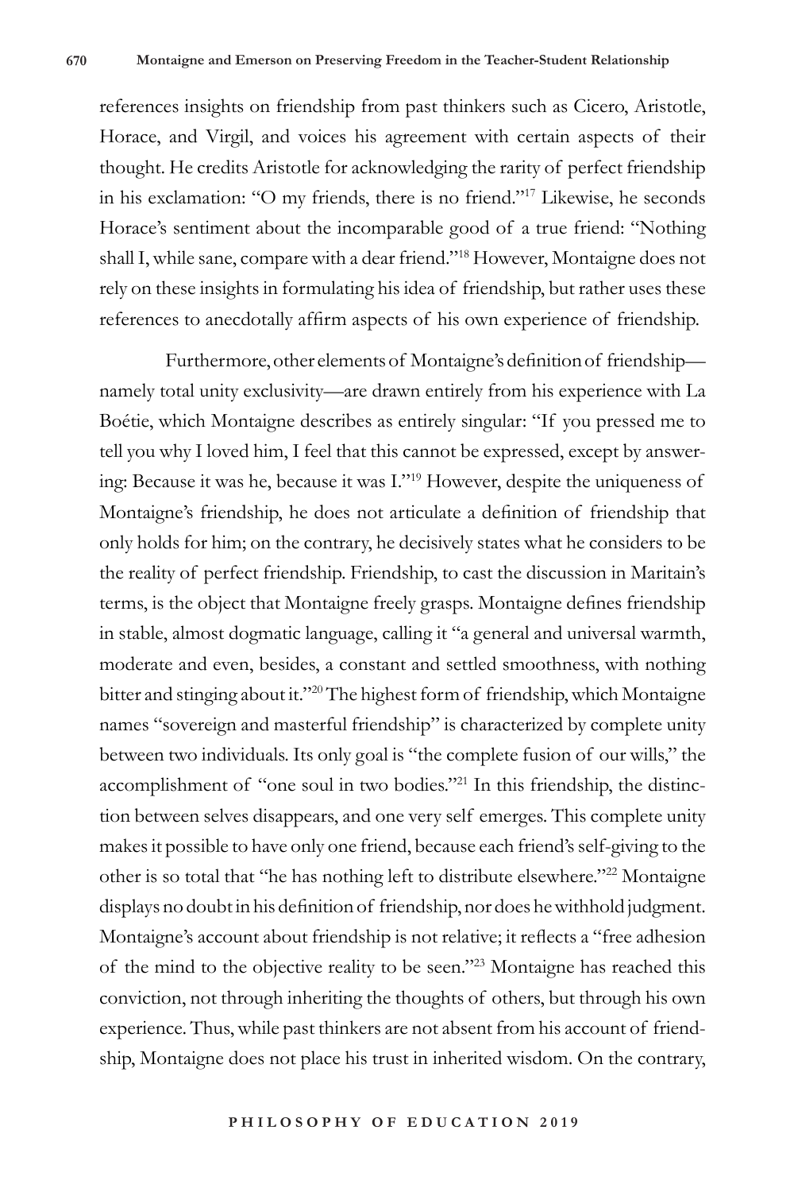references insights on friendship from past thinkers such as Cicero, Aristotle, Horace, and Virgil, and voices his agreement with certain aspects of their thought. He credits Aristotle for acknowledging the rarity of perfect friendship in his exclamation: "O my friends, there is no friend."[17] Likewise, he seconds Horace's sentiment about the incomparable good of a true friend: "Nothing shall I, while sane, compare with a dear friend."[18] However, Montaigne does not rely on these insights in formulating his idea of friendship, but rather uses these references to anecdotally affirm aspects of his own experience of friendship.

Furthermore, other elements of Montaigne's definition of friendship—namely total unity exclusivity—are drawn entirely from his experience with La Boétie, which Montaigne describes as entirely singular: "If you pressed me to tell you why I loved him, I feel that this cannot be expressed, except by answering: Because it was he, because it was I."[19] However, despite the uniqueness of Montaigne's friendship, he does not articulate a definition of friendship that only holds for him; on the contrary, he decisively states what he considers to be the reality of perfect friendship. Friendship, to cast the discussion in Maritain's terms, is the object that Montaigne freely grasps. Montaigne defines friendship in stable, almost dogmatic language, calling it "a general and universal warmth, moderate and even, besides, a constant and settled smoothness, with nothing bitter and stinging about it."[20] The highest form of friendship, which Montaigne names "sovereign and masterful friendship" is characterized by complete unity between two individuals. Its only goal is "the complete fusion of our wills," the accomplishment of "one soul in two bodies."[21] In this friendship, the distinction between selves disappears, and one very self emerges. This complete unity makes it possible to have only one friend, because each friend's self-giving to the other is so total that "he has nothing left to distribute elsewhere."[22] Montaigne displays no doubt in his definition of friendship, nor does he withhold judgment. Montaigne's account about friendship is not relative; it reflects a "free adhesion of the mind to the objective reality to be seen."[23] Montaigne has reached this conviction, not through inheriting the thoughts of others, but through his own experience. Thus, while past thinkers are not absent from his account of friendship, Montaigne does not place his trust in inherited wisdom. On the contrary,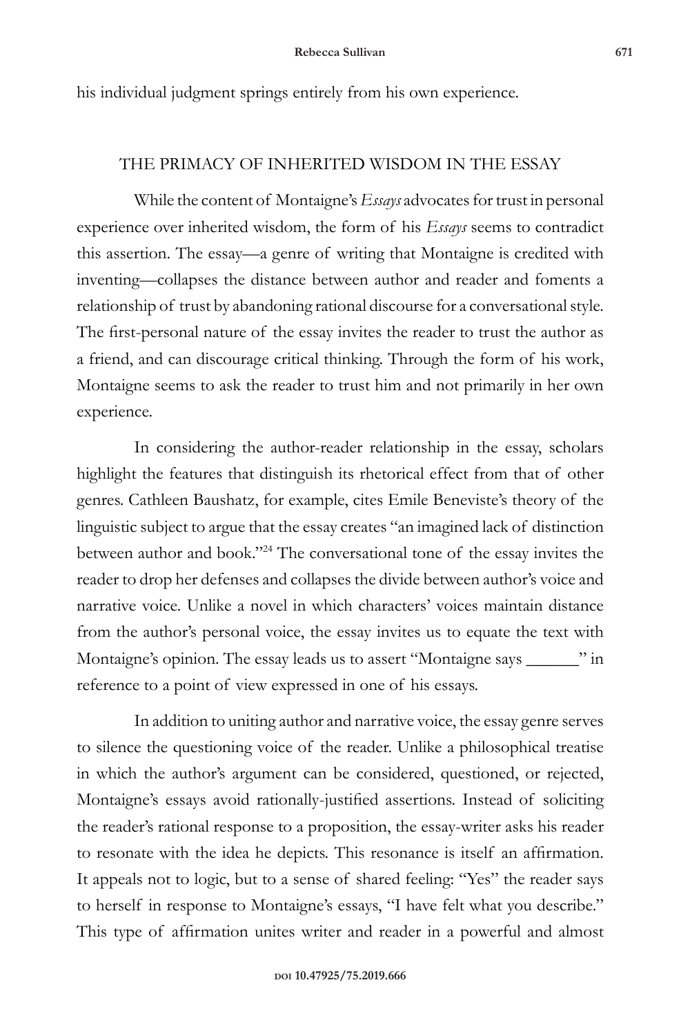his individual judgment springs entirely from his own experience.

## THE PRIMACY OF INHERITED WISDOM IN THE ESSAY

While the content of Montaigne's *Essays* advocates for trust in personal experience over inherited wisdom, the form of his *Essays* seems to contradict this assertion. The essay—a genre of writing that Montaigne is credited with inventing—collapses the distance between author and reader and foments a relationship of trust by abandoning rational discourse for a conversational style. The first-personal nature of the essay invites the reader to trust the author as a friend, and can discourage critical thinking. Through the form of his work, Montaigne seems to ask the reader to trust him and not primarily in her own experience.

In considering the author-reader relationship in the essay, scholars highlight the features that distinguish its rhetorical effect from that of other genres. Cathleen Baushatz, for example, cites Emile Beneviste's theory of the linguistic subject to argue that the essay creates "an imagined lack of distinction between author and book."[24] The conversational tone of the essay invites the reader to drop her defenses and collapses the divide between author's voice and narrative voice. Unlike a novel in which characters' voices maintain distance from the author's personal voice, the essay invites us to equate the text with Montaigne's opinion. The essay leads us to assert "Montaigne says ______" in reference to a point of view expressed in one of his essays.

In addition to uniting author and narrative voice, the essay genre serves to silence the questioning voice of the reader. Unlike a philosophical treatise in which the author's argument can be considered, questioned, or rejected, Montaigne's essays avoid rationally-justified assertions. Instead of soliciting the reader's rational response to a proposition, the essay-writer asks his reader to resonate with the idea he depicts. This resonance is itself an affirmation. It appeals not to logic, but to a sense of shared feeling: "Yes" the reader says to herself in response to Montaigne's essays, "I have felt what you describe." This type of affirmation unites writer and reader in a powerful and almost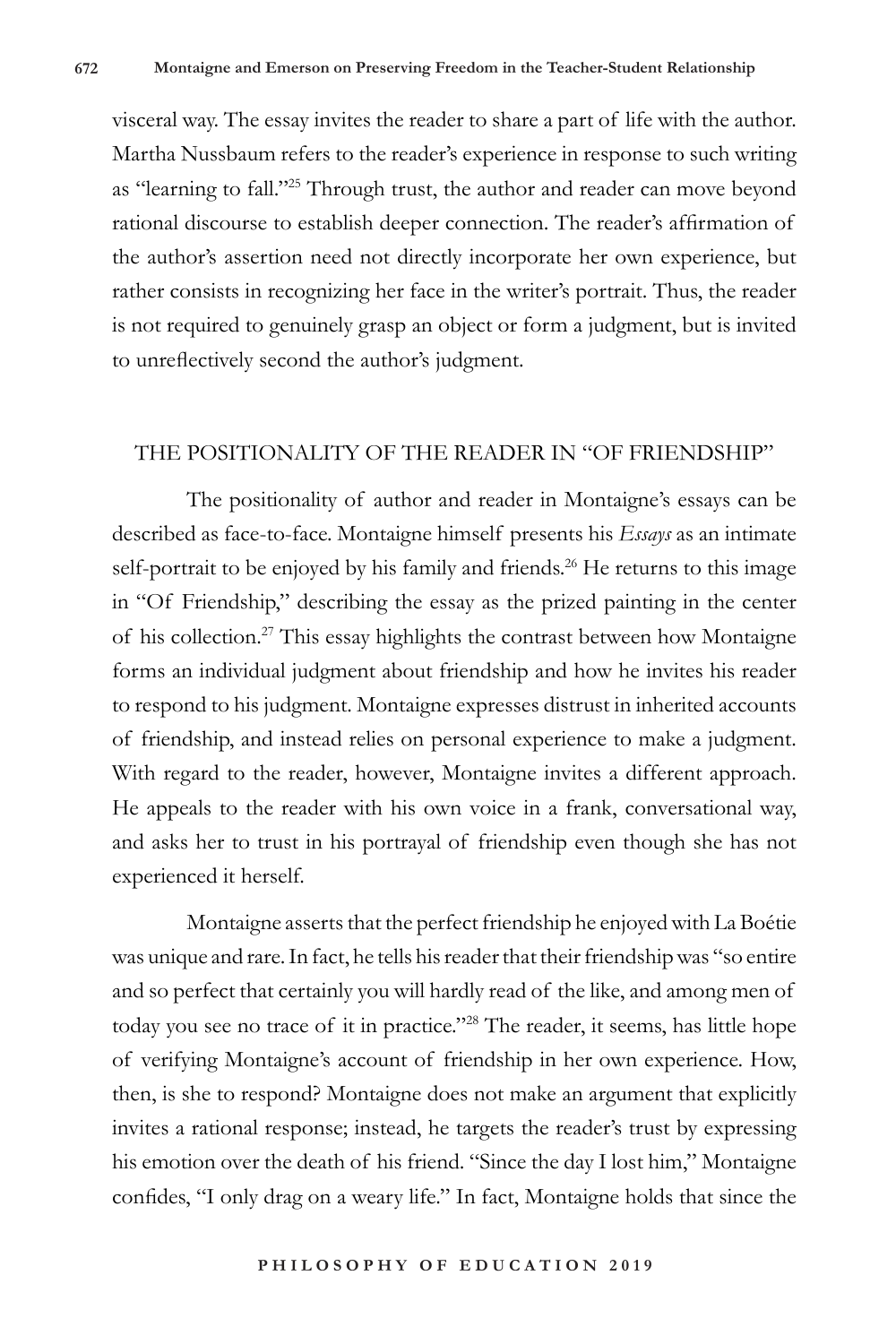visceral way. The essay invites the reader to share a part of life with the author. Martha Nussbaum refers to the reader's experience in response to such writing as "learning to fall."[25] Through trust, the author and reader can move beyond rational discourse to establish deeper connection. The reader's affirmation of the author's assertion need not directly incorporate her own experience, but rather consists in recognizing her face in the writer's portrait. Thus, the reader is not required to genuinely grasp an object or form a judgment, but is invited to unreflectively second the author's judgment.

## THE POSITIONALITY OF THE READER IN "OF FRIENDSHIP"

The positionality of author and reader in Montaigne's essays can be described as face-to-face. Montaigne himself presents his *Essays* as an intimate self-portrait to be enjoyed by his family and friends.[26] He returns to this image in "Of Friendship," describing the essay as the prized painting in the center of his collection.[27] This essay highlights the contrast between how Montaigne forms an individual judgment about friendship and how he invites his reader to respond to his judgment. Montaigne expresses distrust in inherited accounts of friendship, and instead relies on personal experience to make a judgment. With regard to the reader, however, Montaigne invites a different approach. He appeals to the reader with his own voice in a frank, conversational way, and asks her to trust in his portrayal of friendship even though she has not experienced it herself.

Montaigne asserts that the perfect friendship he enjoyed with La Boétie was unique and rare. In fact, he tells his reader that their friendship was "so entire and so perfect that certainly you will hardly read of the like, and among men of today you see no trace of it in practice."[28] The reader, it seems, has little hope of verifying Montaigne's account of friendship in her own experience. How, then, is she to respond? Montaigne does not make an argument that explicitly invites a rational response; instead, he targets the reader's trust by expressing his emotion over the death of his friend. "Since the day I lost him," Montaigne confides, "I only drag on a weary life." In fact, Montaigne holds that since the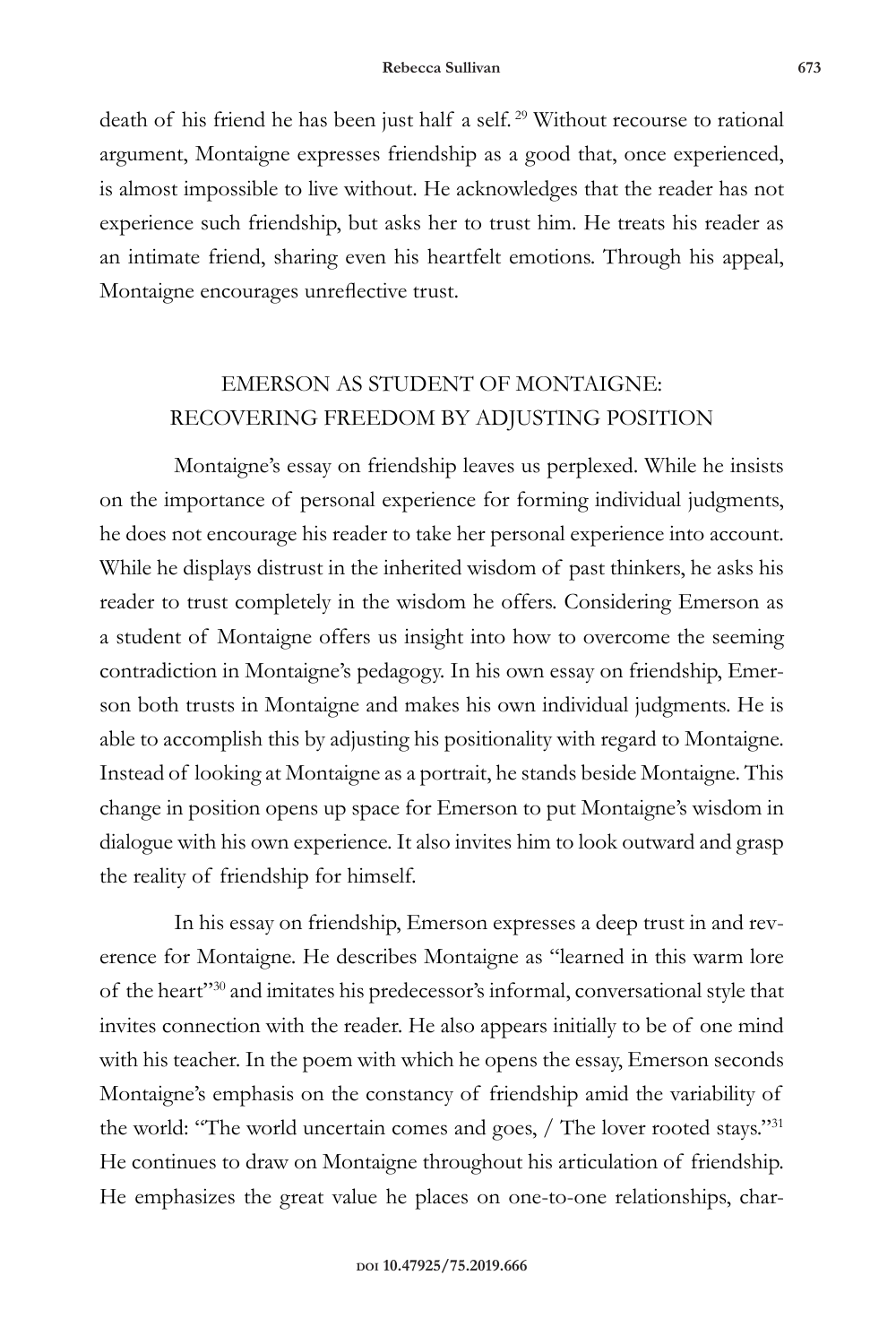death of his friend he has been just half a self.[29] Without recourse to rational argument, Montaigne expresses friendship as a good that, once experienced, is almost impossible to live without. He acknowledges that the reader has not experience such friendship, but asks her to trust him. He treats his reader as an intimate friend, sharing even his heartfelt emotions. Through his appeal, Montaigne encourages unreflective trust.

## EMERSON AS STUDENT OF MONTAIGNE: RECOVERING FREEDOM BY ADJUSTING POSITION

Montaigne's essay on friendship leaves us perplexed. While he insists on the importance of personal experience for forming individual judgments, he does not encourage his reader to take her personal experience into account. While he displays distrust in the inherited wisdom of past thinkers, he asks his reader to trust completely in the wisdom he offers. Considering Emerson as a student of Montaigne offers us insight into how to overcome the seeming contradiction in Montaigne's pedagogy. In his own essay on friendship, Emerson both trusts in Montaigne and makes his own individual judgments. He is able to accomplish this by adjusting his positionality with regard to Montaigne. Instead of looking at Montaigne as a portrait, he stands beside Montaigne. This change in position opens up space for Emerson to put Montaigne's wisdom in dialogue with his own experience. It also invites him to look outward and grasp the reality of friendship for himself.

In his essay on friendship, Emerson expresses a deep trust in and reverence for Montaigne. He describes Montaigne as "learned in this warm lore of the heart"[30] and imitates his predecessor's informal, conversational style that invites connection with the reader. He also appears initially to be of one mind with his teacher. In the poem with which he opens the essay, Emerson seconds Montaigne's emphasis on the constancy of friendship amid the variability of the world: "The world uncertain comes and goes, / The lover rooted stays."[31] He continues to draw on Montaigne throughout his articulation of friendship. He emphasizes the great value he places on one-to-one relationships, char-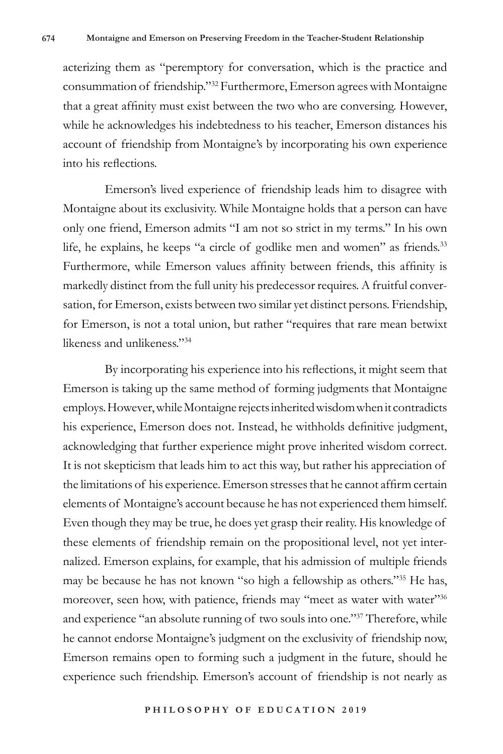acterizing them as "peremptory for conversation, which is the practice and consummation of friendship."[32] Furthermore, Emerson agrees with Montaigne that a great affinity must exist between the two who are conversing. However, while he acknowledges his indebtedness to his teacher, Emerson distances his account of friendship from Montaigne's by incorporating his own experience into his reflections.

Emerson's lived experience of friendship leads him to disagree with Montaigne about its exclusivity. While Montaigne holds that a person can have only one friend, Emerson admits "I am not so strict in my terms." In his own life, he explains, he keeps "a circle of godlike men and women" as friends.[33] Furthermore, while Emerson values affinity between friends, this affinity is markedly distinct from the full unity his predecessor requires. A fruitful conversation, for Emerson, exists between two similar yet distinct persons. Friendship, for Emerson, is not a total union, but rather "requires that rare mean betwixt likeness and unlikeness."[34]

By incorporating his experience into his reflections, it might seem that Emerson is taking up the same method of forming judgments that Montaigne employs. However, while Montaigne rejects inherited wisdom when it contradicts his experience, Emerson does not. Instead, he withholds definitive judgment, acknowledging that further experience might prove inherited wisdom correct. It is not skepticism that leads him to act this way, but rather his appreciation of the limitations of his experience. Emerson stresses that he cannot affirm certain elements of Montaigne's account because he has not experienced them himself. Even though they may be true, he does yet grasp their reality. His knowledge of these elements of friendship remain on the propositional level, not yet internalized. Emerson explains, for example, that his admission of multiple friends may be because he has not known "so high a fellowship as others."[35] He has, moreover, seen how, with patience, friends may "meet as water with water"[36] and experience "an absolute running of two souls into one."[37] Therefore, while he cannot endorse Montaigne's judgment on the exclusivity of friendship now, Emerson remains open to forming such a judgment in the future, should he experience such friendship. Emerson's account of friendship is not nearly as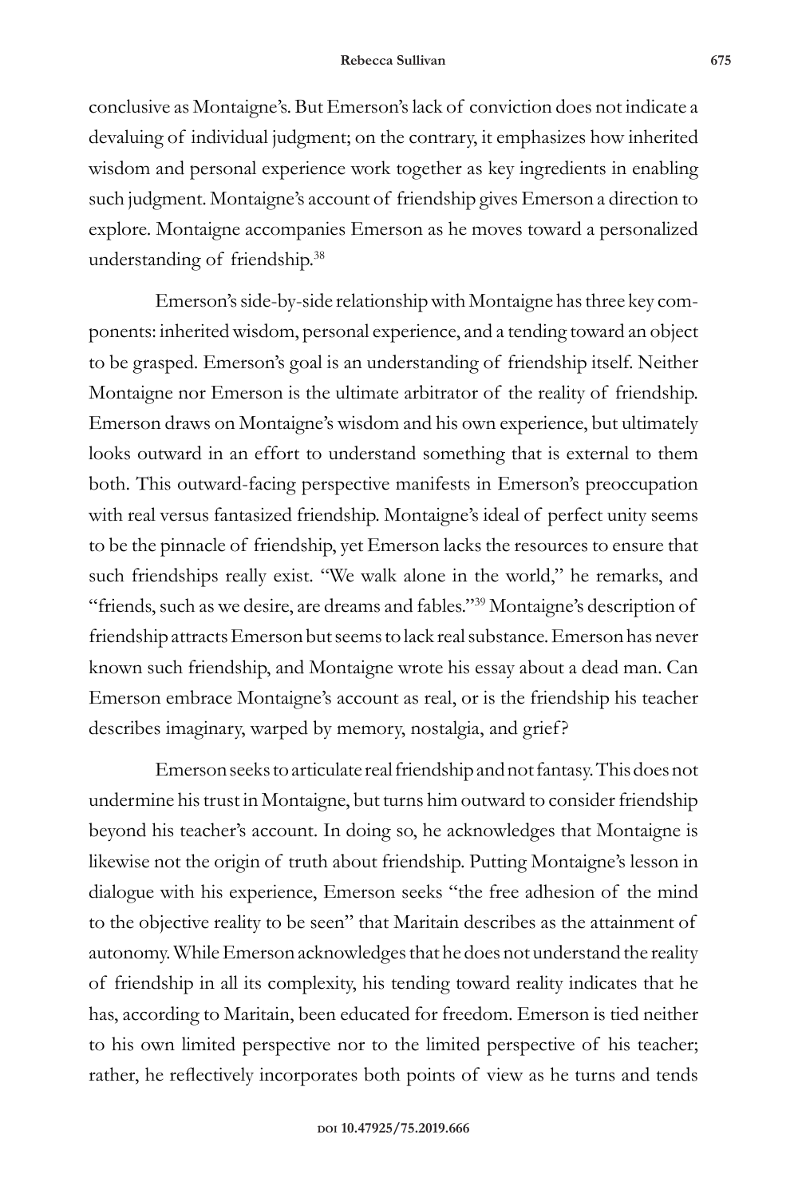conclusive as Montaigne's. But Emerson's lack of conviction does not indicate a devaluing of individual judgment; on the contrary, it emphasizes how inherited wisdom and personal experience work together as key ingredients in enabling such judgment. Montaigne's account of friendship gives Emerson a direction to explore. Montaigne accompanies Emerson as he moves toward a personalized understanding of friendship.[38]

Emerson's side-by-side relationship with Montaigne has three key components: inherited wisdom, personal experience, and a tending toward an object to be grasped. Emerson's goal is an understanding of friendship itself. Neither Montaigne nor Emerson is the ultimate arbitrator of the reality of friendship. Emerson draws on Montaigne's wisdom and his own experience, but ultimately looks outward in an effort to understand something that is external to them both. This outward-facing perspective manifests in Emerson's preoccupation with real versus fantasized friendship. Montaigne's ideal of perfect unity seems to be the pinnacle of friendship, yet Emerson lacks the resources to ensure that such friendships really exist. "We walk alone in the world," he remarks, and "friends, such as we desire, are dreams and fables."[39] Montaigne's description of friendship attracts Emerson but seems to lack real substance. Emerson has never known such friendship, and Montaigne wrote his essay about a dead man. Can Emerson embrace Montaigne's account as real, or is the friendship his teacher describes imaginary, warped by memory, nostalgia, and grief?

Emerson seeks to articulate real friendship and not fantasy. This does not undermine his trust in Montaigne, but turns him outward to consider friendship beyond his teacher's account. In doing so, he acknowledges that Montaigne is likewise not the origin of truth about friendship. Putting Montaigne's lesson in dialogue with his experience, Emerson seeks "the free adhesion of the mind to the objective reality to be seen" that Maritain describes as the attainment of autonomy. While Emerson acknowledges that he does not understand the reality of friendship in all its complexity, his tending toward reality indicates that he has, according to Maritain, been educated for freedom. Emerson is tied neither to his own limited perspective nor to the limited perspective of his teacher; rather, he reflectively incorporates both points of view as he turns and tends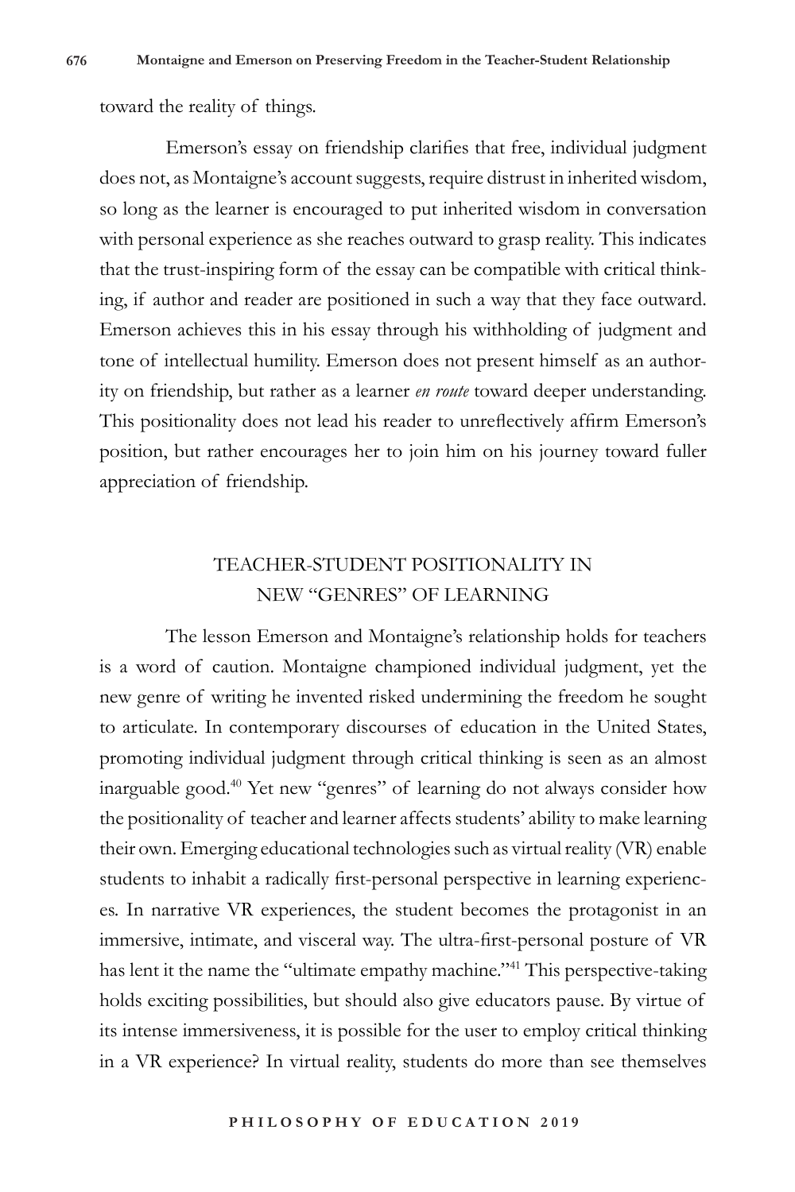toward the reality of things.

Emerson's essay on friendship clarifies that free, individual judgment does not, as Montaigne's account suggests, require distrust in inherited wisdom, so long as the learner is encouraged to put inherited wisdom in conversation with personal experience as she reaches outward to grasp reality. This indicates that the trust-inspiring form of the essay can be compatible with critical thinking, if author and reader are positioned in such a way that they face outward. Emerson achieves this in his essay through his withholding of judgment and tone of intellectual humility. Emerson does not present himself as an authority on friendship, but rather as a learner *en route* toward deeper understanding. This positionality does not lead his reader to unreflectively affirm Emerson's position, but rather encourages her to join him on his journey toward fuller appreciation of friendship.

## TEACHER-STUDENT POSITIONALITY IN NEW "GENRES" OF LEARNING

The lesson Emerson and Montaigne's relationship holds for teachers is a word of caution. Montaigne championed individual judgment, yet the new genre of writing he invented risked undermining the freedom he sought to articulate. In contemporary discourses of education in the United States, promoting individual judgment through critical thinking is seen as an almost inarguable good.[40] Yet new "genres" of learning do not always consider how the positionality of teacher and learner affects students' ability to make learning their own. Emerging educational technologies such as virtual reality (VR) enable students to inhabit a radically first-personal perspective in learning experiences. In narrative VR experiences, the student becomes the protagonist in an immersive, intimate, and visceral way. The ultra-first-personal posture of VR has lent it the name the "ultimate empathy machine."[41] This perspective-taking holds exciting possibilities, but should also give educators pause. By virtue of its intense immersiveness, it is possible for the user to employ critical thinking in a VR experience? In virtual reality, students do more than see themselves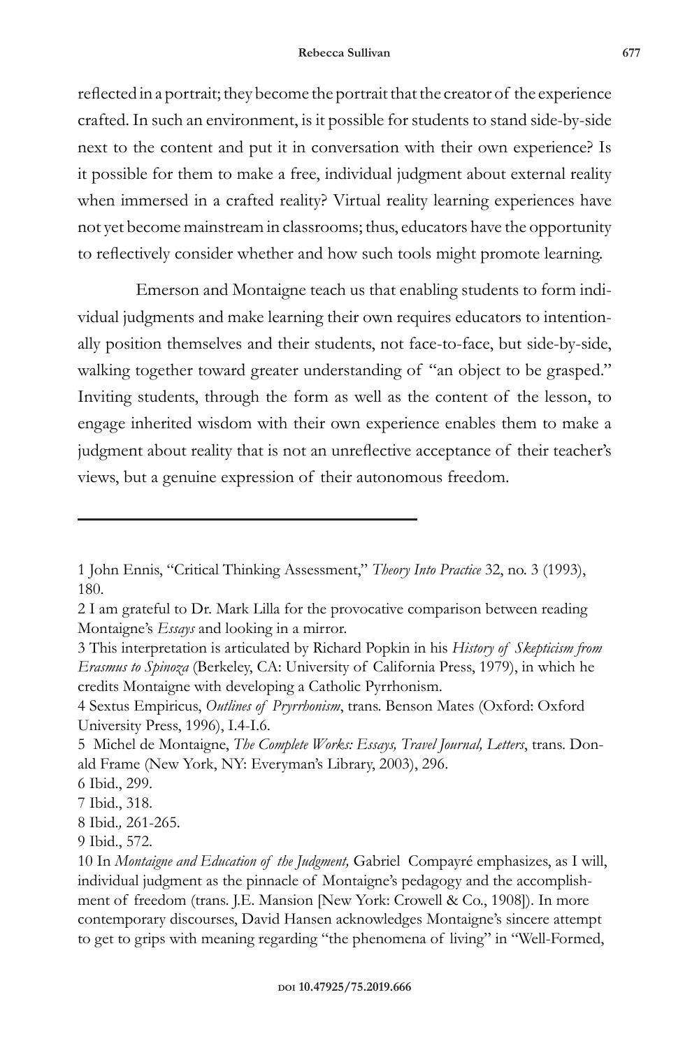reflected in a portrait; they become the portrait that the creator of the experience crafted. In such an environment, is it possible for students to stand side-by-side next to the content and put it in conversation with their own experience? Is it possible for them to make a free, individual judgment about external reality when immersed in a crafted reality? Virtual reality learning experiences have not yet become mainstream in classrooms; thus, educators have the opportunity to reflectively consider whether and how such tools might promote learning.

Emerson and Montaigne teach us that enabling students to form individual judgments and make learning their own requires educators to intentionally position themselves and their students, not face-to-face, but side-by-side, walking together toward greater understanding of "an object to be grasped." Inviting students, through the form as well as the content of the lesson, to engage inherited wisdom with their own experience enables them to make a judgment about reality that is not an unreflective acceptance of their teacher's views, but a genuine expression of their autonomous freedom.

---

1 John Ennis, "Critical Thinking Assessment," *Theory Into Practice* 32, no. 3 (1993), 180.

2 I am grateful to Dr. Mark Lilla for the provocative comparison between reading Montaigne's *Essays* and looking in a mirror.

3 This interpretation is articulated by Richard Popkin in his *History of Skepticism from Erasmus to Spinoza* (Berkeley, CA: University of California Press, 1979), in which he credits Montaigne with developing a Catholic Pyrrhonism.

4 Sextus Empiricus, *Outlines of Pryrrhonism*, trans. Benson Mates (Oxford: Oxford University Press, 1996), I.4-I.6.

5 Michel de Montaigne, *The Complete Works: Essays, Travel Journal, Letters*, trans. Donald Frame (New York, NY: Everyman's Library, 2003), 296.

6 Ibid., 299.

7 Ibid., 318.

8 Ibid., 261-265.

9 Ibid., 572.

10 In *Montaigne and Education of the Judgment,* Gabriel Compayré emphasizes, as I will, individual judgment as the pinnacle of Montaigne's pedagogy and the accomplishment of freedom (trans. J.E. Mansion [New York: Crowell & Co., 1908]). In more contemporary discourses, David Hansen acknowledges Montaigne's sincere attempt to get to grips with meaning regarding "the phenomena of living" in "Well-Formed,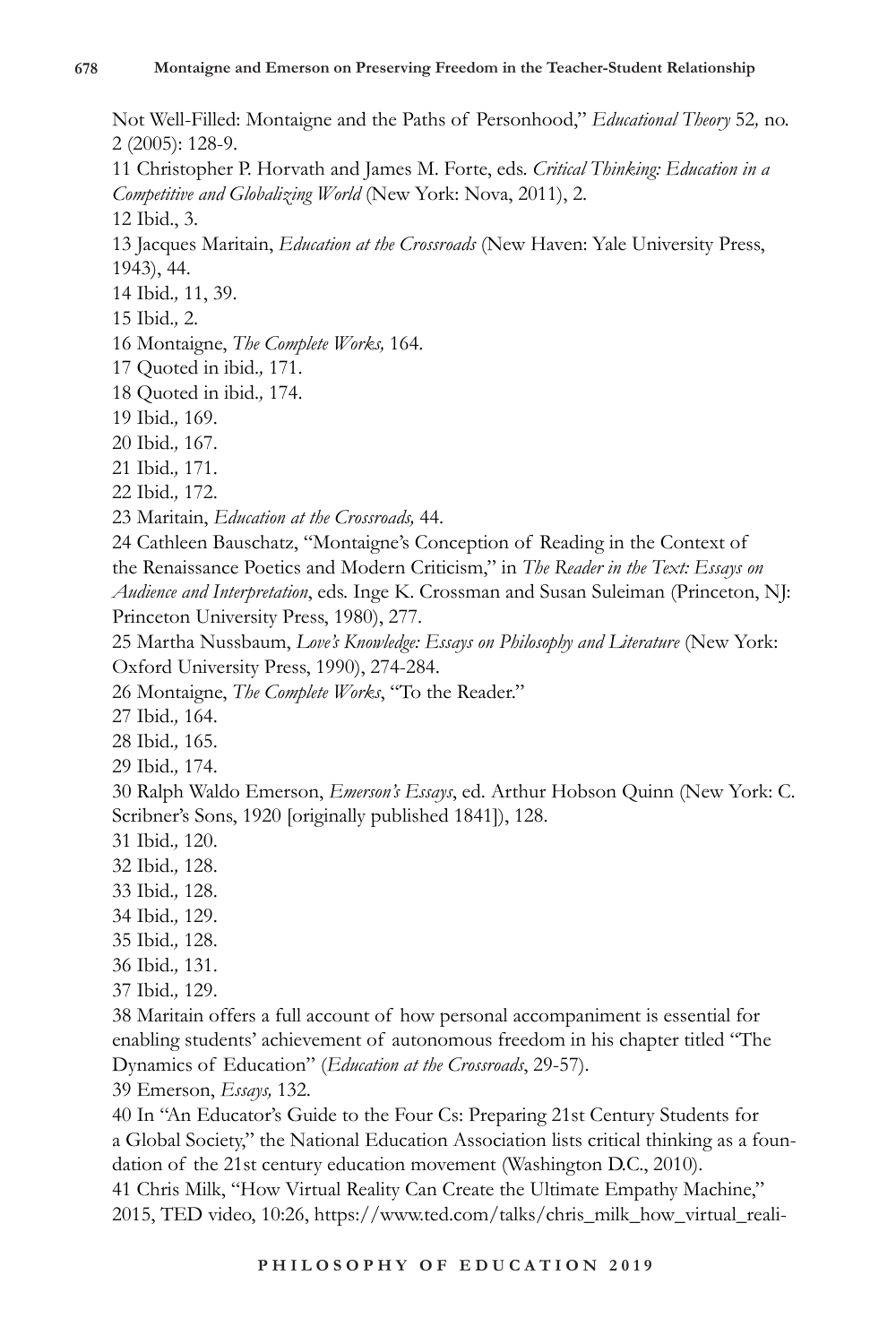Not Well-Filled: Montaigne and the Paths of Personhood," *Educational Theory* 52*,* no. 2 (2005): 128-9.

11 Christopher P. Horvath and James M. Forte, eds. *Critical Thinking: Education in a Competitive and Globalizing World* (New York: Nova, 2011), 2.

12 Ibid., 3.

13 Jacques Maritain, *Education at the Crossroads* (New Haven: Yale University Press, 1943), 44.

14 Ibid.*,* 11, 39.

15 Ibid.*,* 2.

16 Montaigne, *The Complete Works,* 164.

17 Quoted in ibid.*,* 171.

18 Quoted in ibid.*,* 174.

19 Ibid.*,* 169.

20 Ibid.*,* 167.

21 Ibid.*,* 171.

22 Ibid.*,* 172.

23 Maritain, *Education at the Crossroads,* 44.

24 Cathleen Bauschatz, "Montaigne's Conception of Reading in the Context of the Renaissance Poetics and Modern Criticism," in *The Reader in the Text: Essays on Audience and Interpretation*, eds. Inge K. Crossman and Susan Suleiman (Princeton, NJ: Princeton University Press, 1980), 277.

25 Martha Nussbaum, *Love's Knowledge: Essays on Philosophy and Literature* (New York: Oxford University Press, 1990), 274-284.

26 Montaigne, *The Complete Works*, "To the Reader."

27 Ibid.*,* 164.

28 Ibid.*,* 165.

29 Ibid.*,* 174.

30 Ralph Waldo Emerson, *Emerson's Essays*, ed. Arthur Hobson Quinn (New York: C. Scribner's Sons, 1920 [originally published 1841]), 128.

31 Ibid.*,* 120.

32 Ibid.*,* 128.

33 Ibid.*,* 128.

34 Ibid.*,* 129.

35 Ibid.*,* 128.

36 Ibid.*,* 131.

37 Ibid.*,* 129.

38 Maritain offers a full account of how personal accompaniment is essential for enabling students' achievement of autonomous freedom in his chapter titled "The Dynamics of Education" (*Education at the Crossroads*, 29-57).

39 Emerson, *Essays,* 132.

40 In "An Educator's Guide to the Four Cs: Preparing 21st Century Students for a Global Society," the National Education Association lists critical thinking as a foundation of the 21st century education movement (Washington D.C., 2010).

41 Chris Milk, "How Virtual Reality Can Create the Ultimate Empathy Machine," 2015, TED video, 10:26, https://www.ted.com/talks/chris_milk_how_virtual_reali-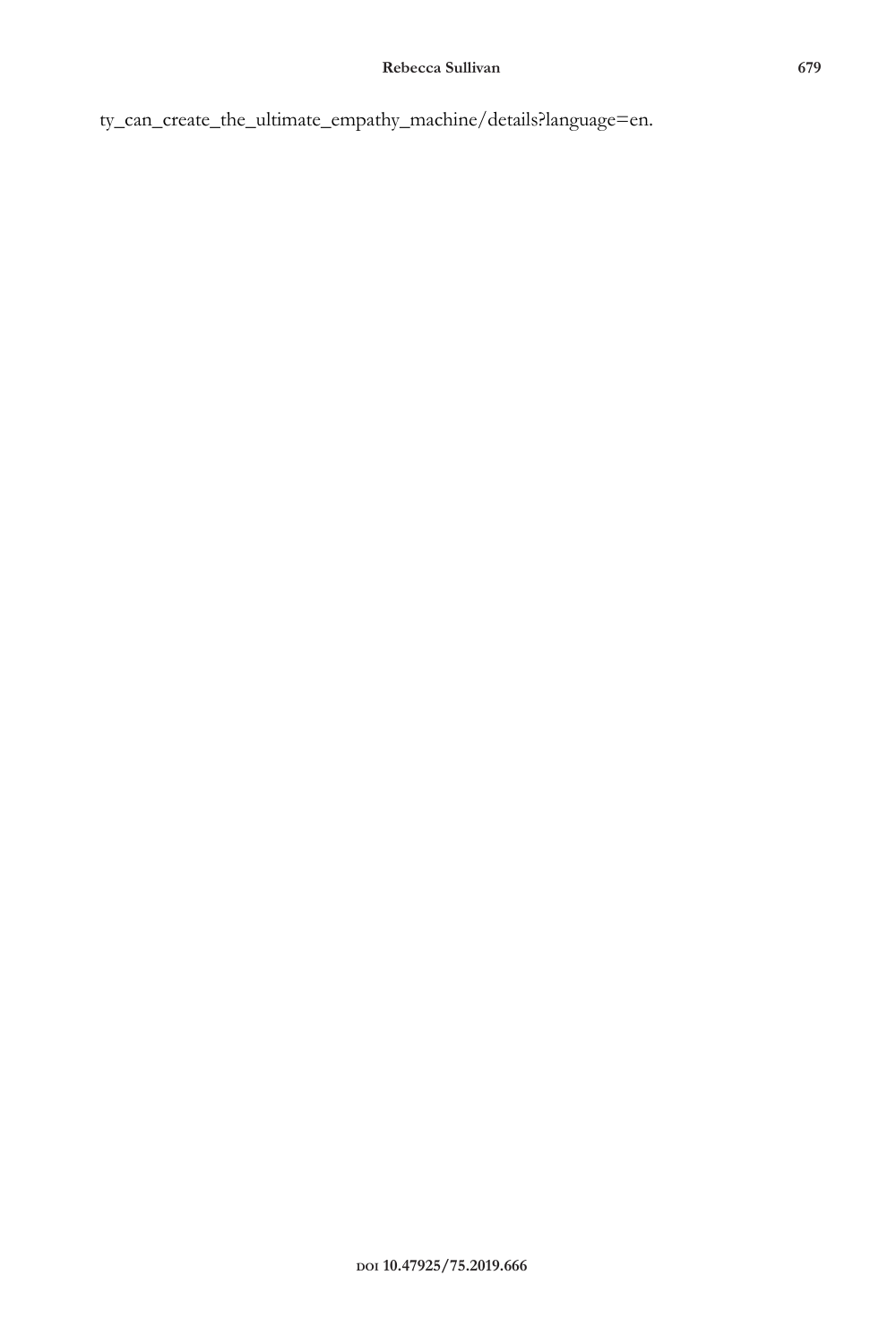ty_can_create_the_ultimate_empathy_machine/details?language=en.